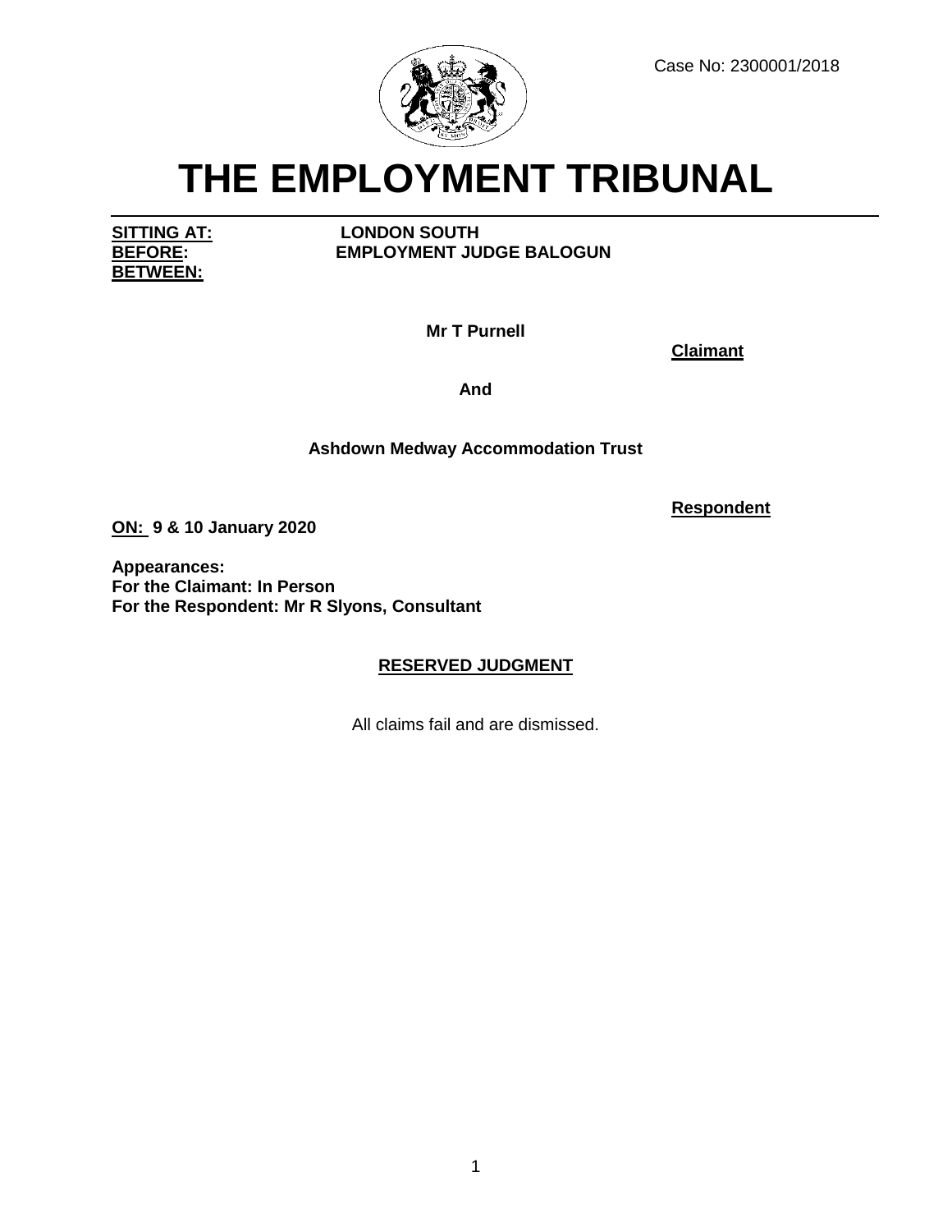Case No: 2300001/2018

# THE EMPLOYMENT TRIBUNAL

**SITTING AT:** **LONDON SOUTH**
**BEFORE:** **EMPLOYMENT JUDGE BALOGUN**
**BETWEEN:**

**Mr T Purnell**

**Claimant**

**And**

**Ashdown Medway Accommodation Trust**

**Respondent**

**ON: 9 & 10 January 2020**

**Appearances:**
**For the Claimant: In Person**
**For the Respondent: Mr R Slyons, Consultant**

## RESERVED JUDGMENT

All claims fail and are dismissed.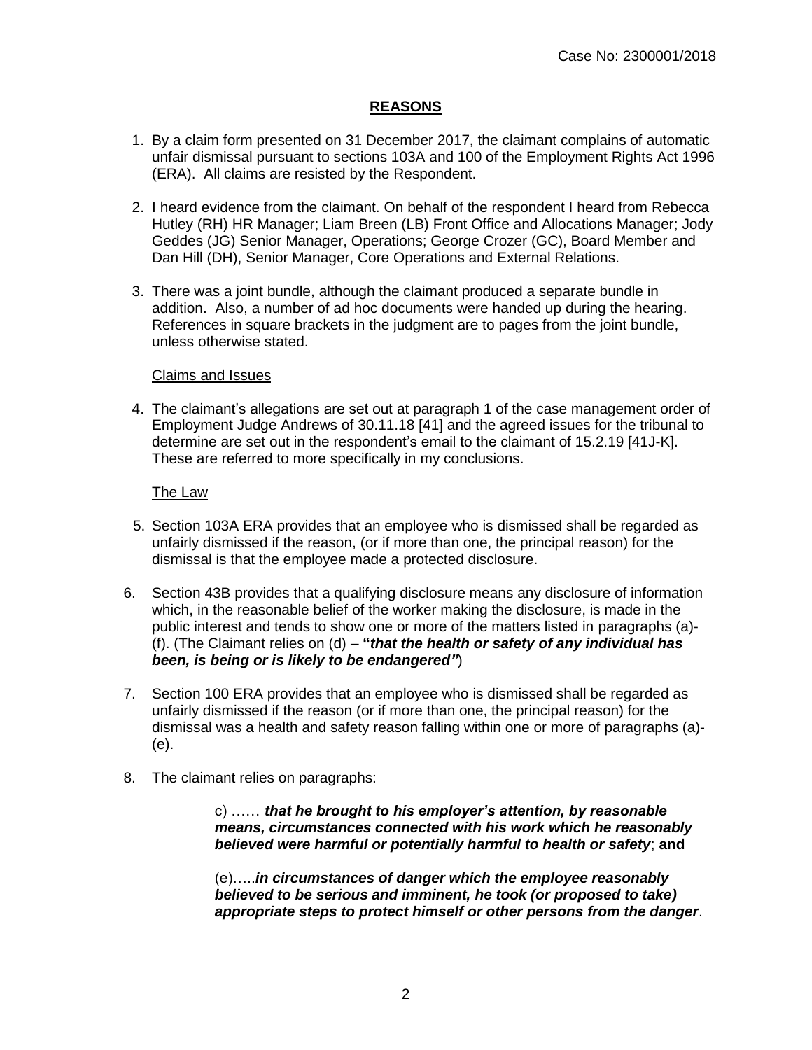## **REASONS**

1. By a claim form presented on 31 December 2017, the claimant complains of automatic unfair dismissal pursuant to sections 103A and 100 of the Employment Rights Act 1996 (ERA). All claims are resisted by the Respondent.

2. I heard evidence from the claimant. On behalf of the respondent I heard from Rebecca Hutley (RH) HR Manager; Liam Breen (LB) Front Office and Allocations Manager; Jody Geddes (JG) Senior Manager, Operations; George Crozer (GC), Board Member and Dan Hill (DH), Senior Manager, Core Operations and External Relations.

3. There was a joint bundle, although the claimant produced a separate bundle in addition. Also, a number of ad hoc documents were handed up during the hearing. References in square brackets in the judgment are to pages from the joint bundle, unless otherwise stated.

### Claims and Issues

4. The claimant's allegations are set out at paragraph 1 of the case management order of Employment Judge Andrews of 30.11.18 [41] and the agreed issues for the tribunal to determine are set out in the respondent's email to the claimant of 15.2.19 [41J-K]. These are referred to more specifically in my conclusions.

### The Law

5. Section 103A ERA provides that an employee who is dismissed shall be regarded as unfairly dismissed if the reason, (or if more than one, the principal reason) for the dismissal is that the employee made a protected disclosure.

6. Section 43B provides that a qualifying disclosure means any disclosure of information which, in the reasonable belief of the worker making the disclosure, is made in the public interest and tends to show one or more of the matters listed in paragraphs (a)-(f). (The Claimant relies on (d) – **"*that the health or safety of any individual has been, is being or is likely to be endangered"***)

7. Section 100 ERA provides that an employee who is dismissed shall be regarded as unfairly dismissed if the reason (or if more than one, the principal reason) for the dismissal was a health and safety reason falling within one or more of paragraphs (a)-(e).

8. The claimant relies on paragraphs:

   c) …… ***that he brought to his employer's attention, by reasonable means, circumstances connected with his work which he reasonably believed were harmful or potentially harmful to health or safety***; **and**

   (e)…..***in circumstances of danger which the employee reasonably believed to be serious and imminent, he took (or proposed to take) appropriate steps to protect himself or other persons from the danger***.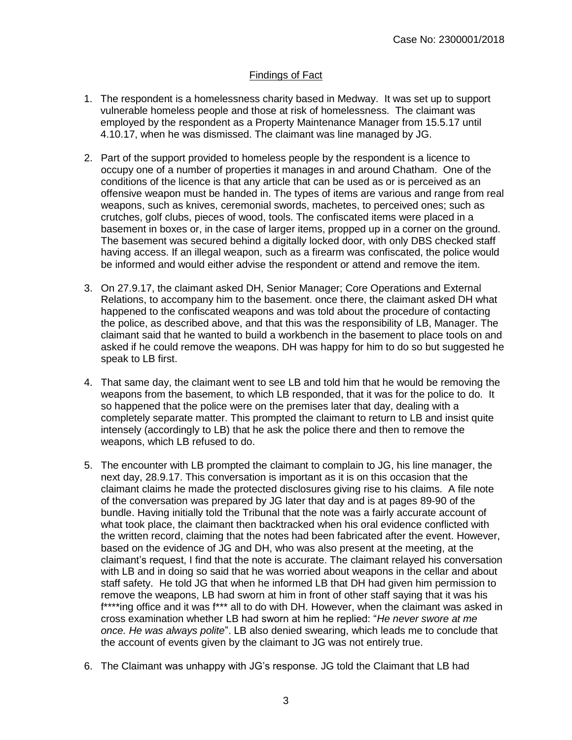## Findings of Fact

1. The respondent is a homelessness charity based in Medway. It was set up to support vulnerable homeless people and those at risk of homelessness. The claimant was employed by the respondent as a Property Maintenance Manager from 15.5.17 until 4.10.17, when he was dismissed. The claimant was line managed by JG.

2. Part of the support provided to homeless people by the respondent is a licence to occupy one of a number of properties it manages in and around Chatham. One of the conditions of the licence is that any article that can be used as or is perceived as an offensive weapon must be handed in. The types of items are various and range from real weapons, such as knives, ceremonial swords, machetes, to perceived ones; such as crutches, golf clubs, pieces of wood, tools. The confiscated items were placed in a basement in boxes or, in the case of larger items, propped up in a corner on the ground. The basement was secured behind a digitally locked door, with only DBS checked staff having access. If an illegal weapon, such as a firearm was confiscated, the police would be informed and would either advise the respondent or attend and remove the item.

3. On 27.9.17, the claimant asked DH, Senior Manager; Core Operations and External Relations, to accompany him to the basement. once there, the claimant asked DH what happened to the confiscated weapons and was told about the procedure of contacting the police, as described above, and that this was the responsibility of LB, Manager. The claimant said that he wanted to build a workbench in the basement to place tools on and asked if he could remove the weapons. DH was happy for him to do so but suggested he speak to LB first.

4. That same day, the claimant went to see LB and told him that he would be removing the weapons from the basement, to which LB responded, that it was for the police to do. It so happened that the police were on the premises later that day, dealing with a completely separate matter. This prompted the claimant to return to LB and insist quite intensely (accordingly to LB) that he ask the police there and then to remove the weapons, which LB refused to do.

5. The encounter with LB prompted the claimant to complain to JG, his line manager, the next day, 28.9.17. This conversation is important as it is on this occasion that the claimant claims he made the protected disclosures giving rise to his claims. A file note of the conversation was prepared by JG later that day and is at pages 89-90 of the bundle. Having initially told the Tribunal that the note was a fairly accurate account of what took place, the claimant then backtracked when his oral evidence conflicted with the written record, claiming that the notes had been fabricated after the event. However, based on the evidence of JG and DH, who was also present at the meeting, at the claimant's request, I find that the note is accurate. The claimant relayed his conversation with LB and in doing so said that he was worried about weapons in the cellar and about staff safety. He told JG that when he informed LB that DH had given him permission to remove the weapons, LB had sworn at him in front of other staff saying that it was his f****ing office and it was f*** all to do with DH. However, when the claimant was asked in cross examination whether LB had sworn at him he replied: "*He never swore at me once. He was always polite*". LB also denied swearing, which leads me to conclude that the account of events given by the claimant to JG was not entirely true.

6. The Claimant was unhappy with JG's response. JG told the Claimant that LB had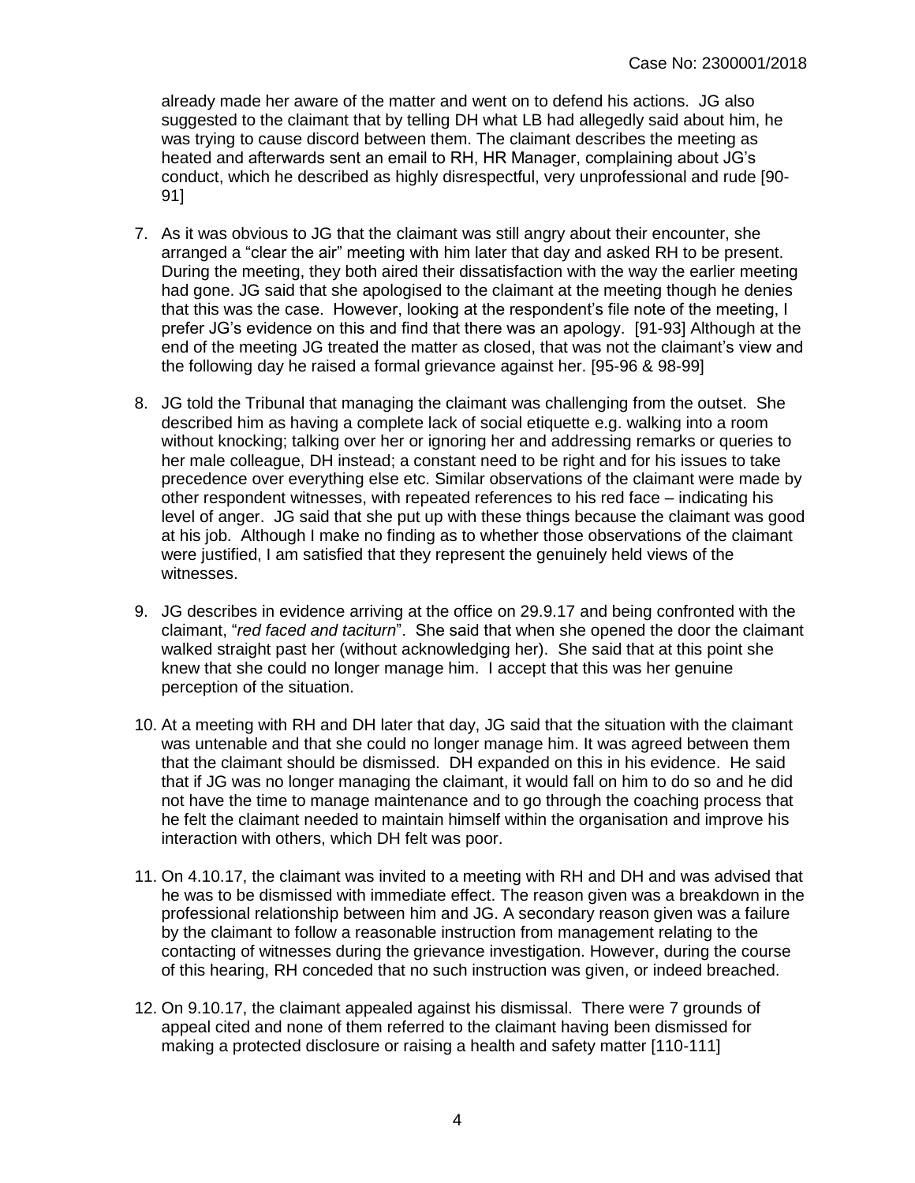already made her aware of the matter and went on to defend his actions. JG also suggested to the claimant that by telling DH what LB had allegedly said about him, he was trying to cause discord between them. The claimant describes the meeting as heated and afterwards sent an email to RH, HR Manager, complaining about JG's conduct, which he described as highly disrespectful, very unprofessional and rude [90-91]

7. As it was obvious to JG that the claimant was still angry about their encounter, she arranged a "clear the air" meeting with him later that day and asked RH to be present. During the meeting, they both aired their dissatisfaction with the way the earlier meeting had gone. JG said that she apologised to the claimant at the meeting though he denies that this was the case. However, looking at the respondent's file note of the meeting, I prefer JG's evidence on this and find that there was an apology. [91-93] Although at the end of the meeting JG treated the matter as closed, that was not the claimant's view and the following day he raised a formal grievance against her. [95-96 & 98-99]

8. JG told the Tribunal that managing the claimant was challenging from the outset. She described him as having a complete lack of social etiquette e.g. walking into a room without knocking; talking over her or ignoring her and addressing remarks or queries to her male colleague, DH instead; a constant need to be right and for his issues to take precedence over everything else etc. Similar observations of the claimant were made by other respondent witnesses, with repeated references to his red face – indicating his level of anger. JG said that she put up with these things because the claimant was good at his job. Although I make no finding as to whether those observations of the claimant were justified, I am satisfied that they represent the genuinely held views of the witnesses.

9. JG describes in evidence arriving at the office on 29.9.17 and being confronted with the claimant, "*red faced and taciturn*". She said that when she opened the door the claimant walked straight past her (without acknowledging her). She said that at this point she knew that she could no longer manage him. I accept that this was her genuine perception of the situation.

10. At a meeting with RH and DH later that day, JG said that the situation with the claimant was untenable and that she could no longer manage him. It was agreed between them that the claimant should be dismissed. DH expanded on this in his evidence. He said that if JG was no longer managing the claimant, it would fall on him to do so and he did not have the time to manage maintenance and to go through the coaching process that he felt the claimant needed to maintain himself within the organisation and improve his interaction with others, which DH felt was poor.

11. On 4.10.17, the claimant was invited to a meeting with RH and DH and was advised that he was to be dismissed with immediate effect. The reason given was a breakdown in the professional relationship between him and JG. A secondary reason given was a failure by the claimant to follow a reasonable instruction from management relating to the contacting of witnesses during the grievance investigation. However, during the course of this hearing, RH conceded that no such instruction was given, or indeed breached.

12. On 9.10.17, the claimant appealed against his dismissal. There were 7 grounds of appeal cited and none of them referred to the claimant having been dismissed for making a protected disclosure or raising a health and safety matter [110-111]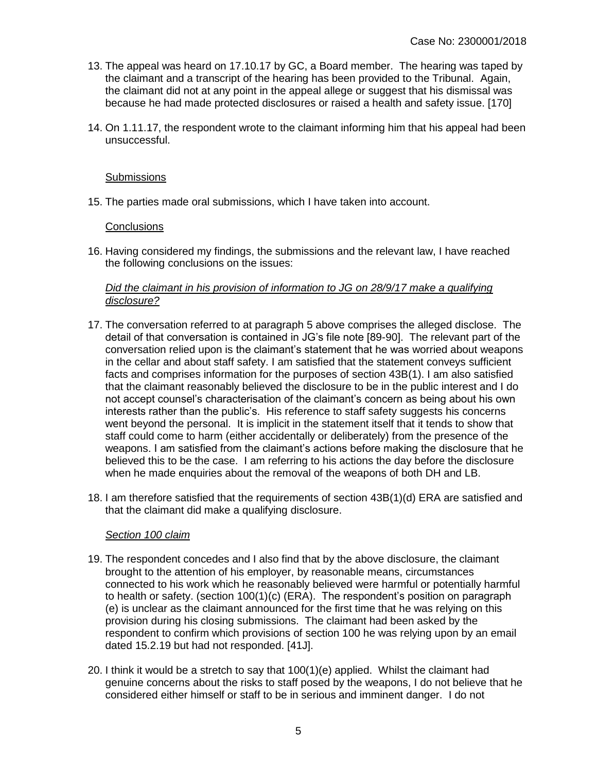13. The appeal was heard on 17.10.17 by GC, a Board member. The hearing was taped by the claimant and a transcript of the hearing has been provided to the Tribunal. Again, the claimant did not at any point in the appeal allege or suggest that his dismissal was because he had made protected disclosures or raised a health and safety issue. [170]

14. On 1.11.17, the respondent wrote to the claimant informing him that his appeal had been unsuccessful.

## Submissions

15. The parties made oral submissions, which I have taken into account.

## Conclusions

16. Having considered my findings, the submissions and the relevant law, I have reached the following conclusions on the issues:

*Did the claimant in his provision of information to JG on 28/9/17 make a qualifying disclosure?*

17. The conversation referred to at paragraph 5 above comprises the alleged disclose. The detail of that conversation is contained in JG's file note [89-90]. The relevant part of the conversation relied upon is the claimant's statement that he was worried about weapons in the cellar and about staff safety. I am satisfied that the statement conveys sufficient facts and comprises information for the purposes of section 43B(1). I am also satisfied that the claimant reasonably believed the disclosure to be in the public interest and I do not accept counsel's characterisation of the claimant's concern as being about his own interests rather than the public's. His reference to staff safety suggests his concerns went beyond the personal. It is implicit in the statement itself that it tends to show that staff could come to harm (either accidentally or deliberately) from the presence of the weapons. I am satisfied from the claimant's actions before making the disclosure that he believed this to be the case. I am referring to his actions the day before the disclosure when he made enquiries about the removal of the weapons of both DH and LB.

18. I am therefore satisfied that the requirements of section 43B(1)(d) ERA are satisfied and that the claimant did make a qualifying disclosure.

*Section 100 claim*

19. The respondent concedes and I also find that by the above disclosure, the claimant brought to the attention of his employer, by reasonable means, circumstances connected to his work which he reasonably believed were harmful or potentially harmful to health or safety. (section 100(1)(c) (ERA). The respondent's position on paragraph (e) is unclear as the claimant announced for the first time that he was relying on this provision during his closing submissions. The claimant had been asked by the respondent to confirm which provisions of section 100 he was relying upon by an email dated 15.2.19 but had not responded. [41J].

20. I think it would be a stretch to say that 100(1)(e) applied. Whilst the claimant had genuine concerns about the risks to staff posed by the weapons, I do not believe that he considered either himself or staff to be in serious and imminent danger. I do not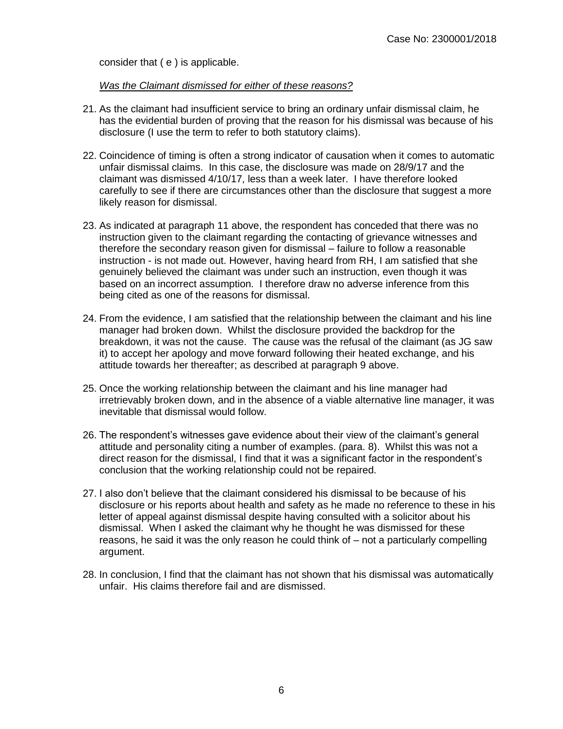consider that ( e ) is applicable.

*Was the Claimant dismissed for either of these reasons?*

21. As the claimant had insufficient service to bring an ordinary unfair dismissal claim, he has the evidential burden of proving that the reason for his dismissal was because of his disclosure (I use the term to refer to both statutory claims).

22. Coincidence of timing is often a strong indicator of causation when it comes to automatic unfair dismissal claims. In this case, the disclosure was made on 28/9/17 and the claimant was dismissed 4/10/17, less than a week later. I have therefore looked carefully to see if there are circumstances other than the disclosure that suggest a more likely reason for dismissal.

23. As indicated at paragraph 11 above, the respondent has conceded that there was no instruction given to the claimant regarding the contacting of grievance witnesses and therefore the secondary reason given for dismissal – failure to follow a reasonable instruction - is not made out. However, having heard from RH, I am satisfied that she genuinely believed the claimant was under such an instruction, even though it was based on an incorrect assumption. I therefore draw no adverse inference from this being cited as one of the reasons for dismissal.

24. From the evidence, I am satisfied that the relationship between the claimant and his line manager had broken down. Whilst the disclosure provided the backdrop for the breakdown, it was not the cause. The cause was the refusal of the claimant (as JG saw it) to accept her apology and move forward following their heated exchange, and his attitude towards her thereafter; as described at paragraph 9 above.

25. Once the working relationship between the claimant and his line manager had irretrievably broken down, and in the absence of a viable alternative line manager, it was inevitable that dismissal would follow.

26. The respondent's witnesses gave evidence about their view of the claimant's general attitude and personality citing a number of examples. (para. 8). Whilst this was not a direct reason for the dismissal, I find that it was a significant factor in the respondent's conclusion that the working relationship could not be repaired.

27. I also don't believe that the claimant considered his dismissal to be because of his disclosure or his reports about health and safety as he made no reference to these in his letter of appeal against dismissal despite having consulted with a solicitor about his dismissal. When I asked the claimant why he thought he was dismissed for these reasons, he said it was the only reason he could think of – not a particularly compelling argument.

28. In conclusion, I find that the claimant has not shown that his dismissal was automatically unfair. His claims therefore fail and are dismissed.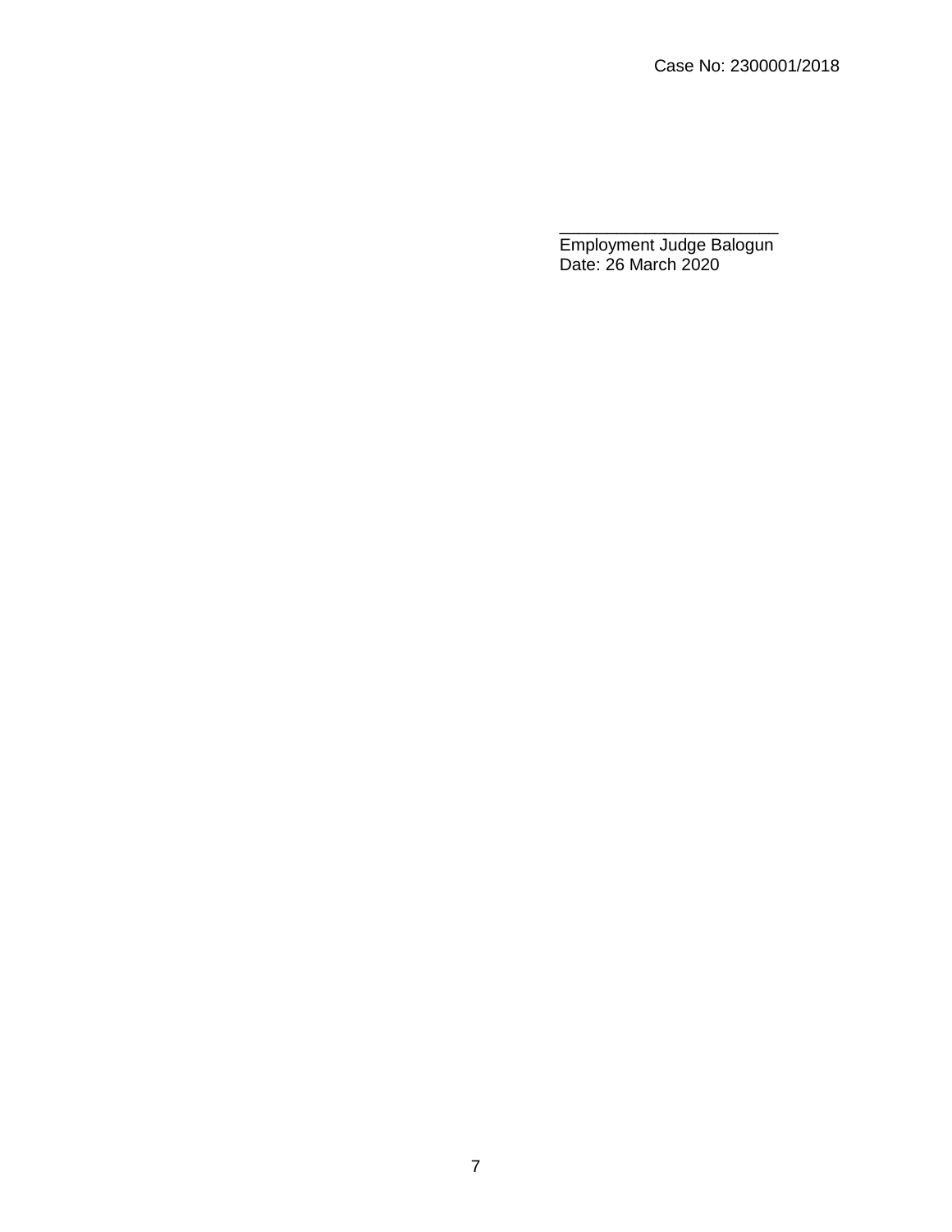_______________________
Employment Judge Balogun
Date: 26 March 2020